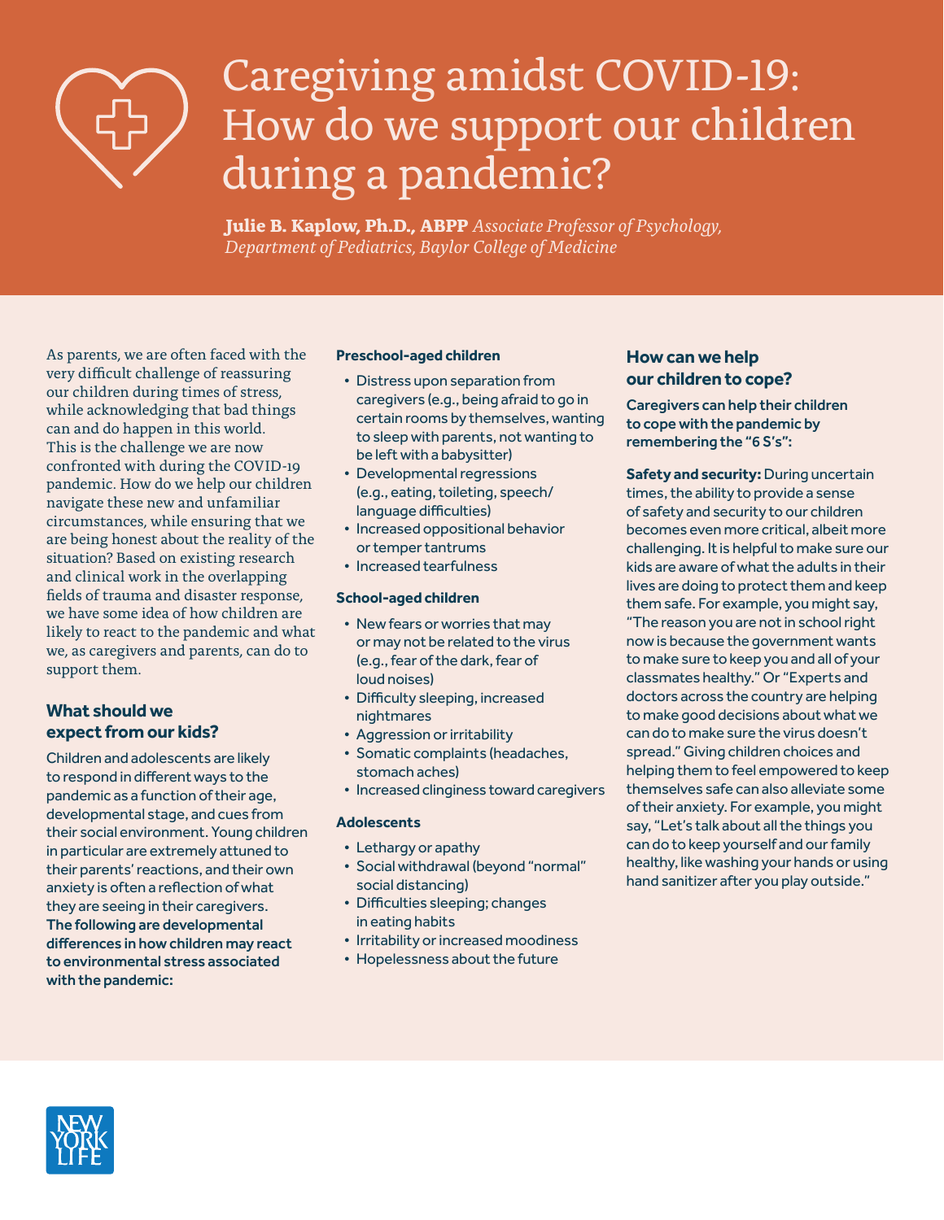# Caregiving amidst COVID-19: How do we support our children during a pandemic?

**Julie B. Kaplow, Ph.D., ABPP** *Associate Professor of Psychology, Department of Pediatrics, Baylor College of Medicine*

As parents, we are often faced with the very difficult challenge of reassuring our children during times of stress, while acknowledging that bad things can and do happen in this world. This is the challenge we are now confronted with during the COVID-19 pandemic. How do we help our children navigate these new and unfamiliar circumstances, while ensuring that we are being honest about the reality of the situation? Based on existing research and clinical work in the overlapping fields of trauma and disaster response, we have some idea of how children are likely to react to the pandemic and what we, as caregivers and parents, can do to support them.

## What should we expect from our kids?

Children and adolescents are likely to respond in different ways to the pandemic as a function of their age, developmental stage, and cues from their social environment. Young children in particular are extremely attuned to their parents' reactions, and their own anxiety is often a reflection of what they are seeing in their caregivers. **The following are developmental differences in how children may react to environmental stress associated with the pandemic:**

### Preschool-aged children

- Distress upon separation from caregivers (e.g., being afraid to go in certain rooms by themselves, wanting to sleep with parents, not wanting to be left with a babysitter)
- Developmental regressions (e.g., eating, toileting, speech/language difficulties)
- Increased oppositional behavior or temper tantrums
- Increased tearfulness

### School-aged children

- New fears or worries that may or may not be related to the virus (e.g., fear of the dark, fear of loud noises)
- Difficulty sleeping, increased nightmares
- Aggression or irritability
- Somatic complaints (headaches, stomach aches)
- Increased clinginess toward caregivers

### Adolescents

- Lethargy or apathy
- Social withdrawal (beyond "normal" social distancing)
- Difficulties sleeping; changes in eating habits
- Irritability or increased moodiness
- Hopelessness about the future

## How can we help our children to cope?

**Caregivers can help their children to cope with the pandemic by remembering the "6 S's":**

**Safety and security:** During uncertain times, the ability to provide a sense of safety and security to our children becomes even more critical, albeit more challenging. It is helpful to make sure our kids are aware of what the adults in their lives are doing to protect them and keep them safe. For example, you might say, "The reason you are not in school right now is because the government wants to make sure to keep you and all of your classmates healthy." Or "Experts and doctors across the country are helping to make good decisions about what we can do to make sure the virus doesn't spread." Giving children choices and helping them to feel empowered to keep themselves safe can also alleviate some of their anxiety. For example, you might say, "Let's talk about all the things you can do to keep yourself and our family healthy, like washing your hands or using hand sanitizer after you play outside."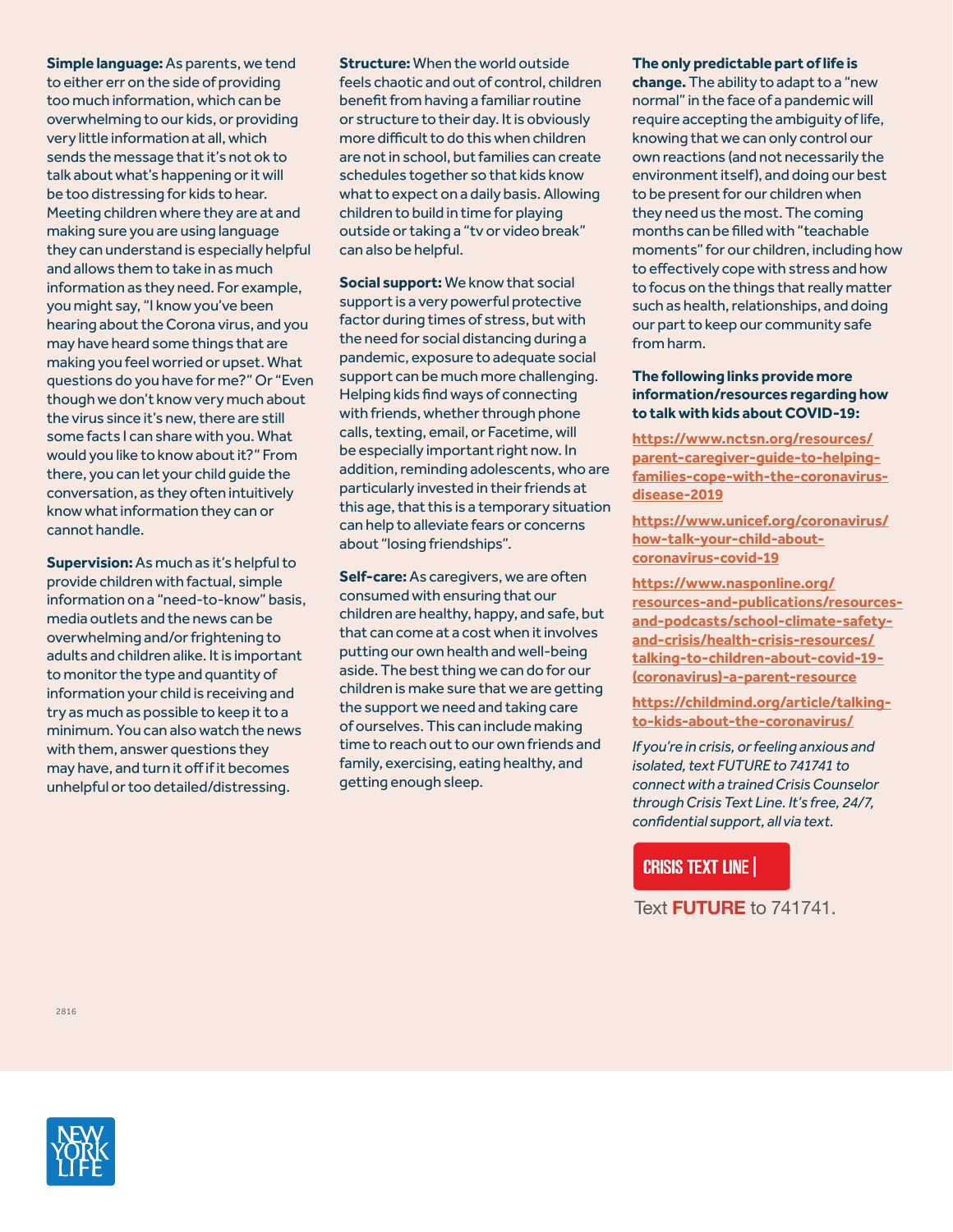**Simple language:** As parents, we tend to either err on the side of providing too much information, which can be overwhelming to our kids, or providing very little information at all, which sends the message that it's not ok to talk about what's happening or it will be too distressing for kids to hear. Meeting children where they are at and making sure you are using language they can understand is especially helpful and allows them to take in as much information as they need. For example, you might say, "I know you've been hearing about the Corona virus, and you may have heard some things that are making you feel worried or upset. What questions do you have for me?" Or "Even though we don't know very much about the virus since it's new, there are still some facts I can share with you. What would you like to know about it?" From there, you can let your child guide the conversation, as they often intuitively know what information they can or cannot handle.

**Supervision:** As much as it's helpful to provide children with factual, simple information on a "need-to-know" basis, media outlets and the news can be overwhelming and/or frightening to adults and children alike. It is important to monitor the type and quantity of information your child is receiving and try as much as possible to keep it to a minimum. You can also watch the news with them, answer questions they may have, and turn it off if it becomes unhelpful or too detailed/distressing.

**Structure:** When the world outside feels chaotic and out of control, children benefit from having a familiar routine or structure to their day. It is obviously more difficult to do this when children are not in school, but families can create schedules together so that kids know what to expect on a daily basis. Allowing children to build in time for playing outside or taking a "tv or video break" can also be helpful.

**Social support:** We know that social support is a very powerful protective factor during times of stress, but with the need for social distancing during a pandemic, exposure to adequate social support can be much more challenging. Helping kids find ways of connecting with friends, whether through phone calls, texting, email, or Facetime, will be especially important right now. In addition, reminding adolescents, who are particularly invested in their friends at this age, that this is a temporary situation can help to alleviate fears or concerns about "losing friendships".

**Self-care:** As caregivers, we are often consumed with ensuring that our children are healthy, happy, and safe, but that can come at a cost when it involves putting our own health and well-being aside. The best thing we can do for our children is make sure that we are getting the support we need and taking care of ourselves. This can include making time to reach out to our own friends and family, exercising, eating healthy, and getting enough sleep.

**The only predictable part of life is change.** The ability to adapt to a "new normal" in the face of a pandemic will require accepting the ambiguity of life, knowing that we can only control our own reactions (and not necessarily the environment itself), and doing our best to be present for our children when they need us the most. The coming months can be filled with "teachable moments" for our children, including how to effectively cope with stress and how to focus on the things that really matter such as health, relationships, and doing our part to keep our community safe from harm.

**The following links provide more information/resources regarding how to talk with kids about COVID-19:**

https://www.nctsn.org/resources/parent-caregiver-guide-to-helping-families-cope-with-the-coronavirus-disease-2019

https://www.unicef.org/coronavirus/how-talk-your-child-about-coronavirus-covid-19

https://www.nasponline.org/resources-and-publications/resources-and-podcasts/school-climate-safety-and-crisis/health-crisis-resources/talking-to-children-about-covid-19-(coronavirus)-a-parent-resource

https://childmind.org/article/talking-to-kids-about-the-coronavirus/

*If you're in crisis, or feeling anxious and isolated, text FUTURE to 741741 to connect with a trained Crisis Counselor through Crisis Text Line. It's free, 24/7, confidential support, all via text.*

CRISIS TEXT LINE |

Text **FUTURE** to 741741.

2816

NEW YORK LIFE